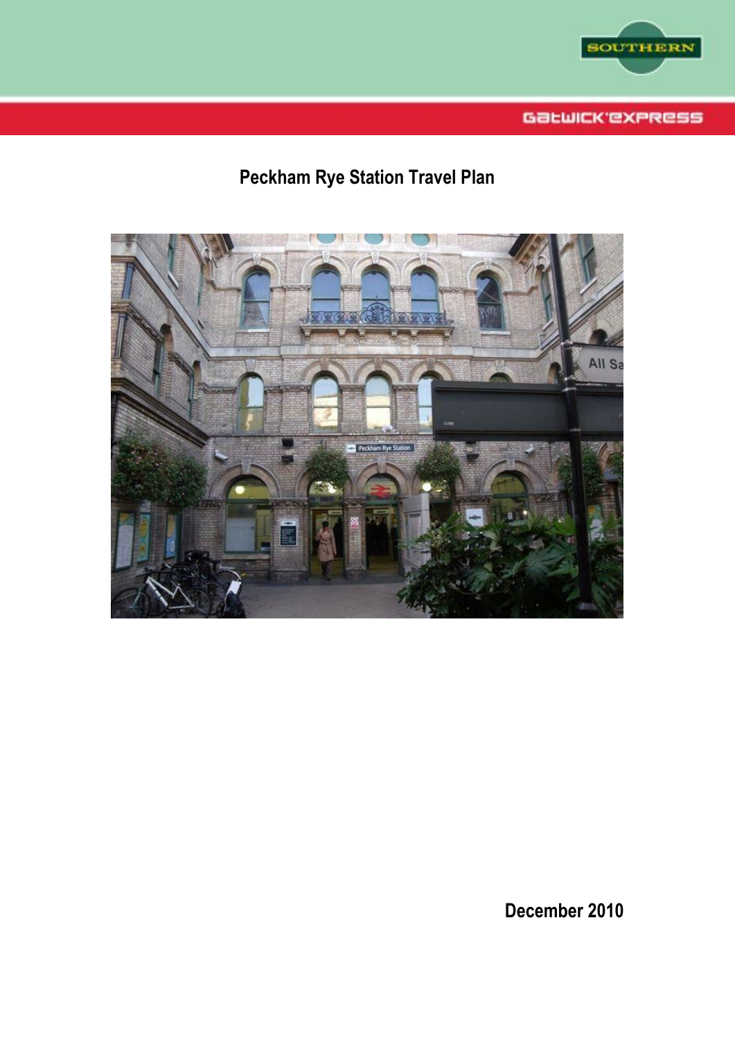# Peckham Rye Station Travel Plan

December 2010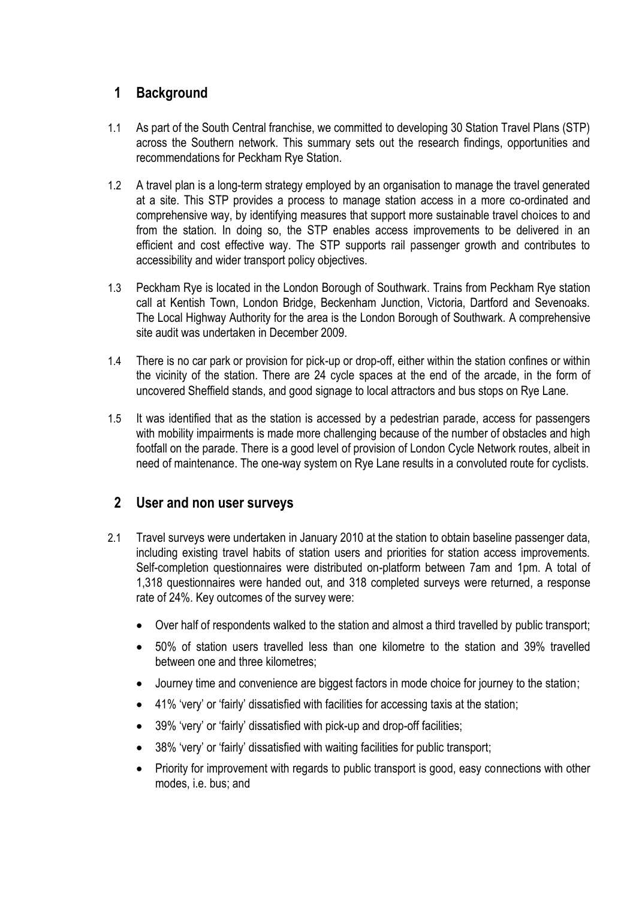## 1 Background

1.1 As part of the South Central franchise, we committed to developing 30 Station Travel Plans (STP) across the Southern network. This summary sets out the research findings, opportunities and recommendations for Peckham Rye Station.

1.2 A travel plan is a long-term strategy employed by an organisation to manage the travel generated at a site. This STP provides a process to manage station access in a more co-ordinated and comprehensive way, by identifying measures that support more sustainable travel choices to and from the station. In doing so, the STP enables access improvements to be delivered in an efficient and cost effective way. The STP supports rail passenger growth and contributes to accessibility and wider transport policy objectives.

1.3 Peckham Rye is located in the London Borough of Southwark. Trains from Peckham Rye station call at Kentish Town, London Bridge, Beckenham Junction, Victoria, Dartford and Sevenoaks. The Local Highway Authority for the area is the London Borough of Southwark. A comprehensive site audit was undertaken in December 2009.

1.4 There is no car park or provision for pick-up or drop-off, either within the station confines or within the vicinity of the station. There are 24 cycle spaces at the end of the arcade, in the form of uncovered Sheffield stands, and good signage to local attractors and bus stops on Rye Lane.

1.5 It was identified that as the station is accessed by a pedestrian parade, access for passengers with mobility impairments is made more challenging because of the number of obstacles and high footfall on the parade. There is a good level of provision of London Cycle Network routes, albeit in need of maintenance. The one-way system on Rye Lane results in a convoluted route for cyclists.

## 2 User and non user surveys

2.1 Travel surveys were undertaken in January 2010 at the station to obtain baseline passenger data, including existing travel habits of station users and priorities for station access improvements. Self-completion questionnaires were distributed on-platform between 7am and 1pm. A total of 1,318 questionnaires were handed out, and 318 completed surveys were returned, a response rate of 24%. Key outcomes of the survey were:

- Over half of respondents walked to the station and almost a third travelled by public transport;
- 50% of station users travelled less than one kilometre to the station and 39% travelled between one and three kilometres;
- Journey time and convenience are biggest factors in mode choice for journey to the station;
- 41% 'very' or 'fairly' dissatisfied with facilities for accessing taxis at the station;
- 39% 'very' or 'fairly' dissatisfied with pick-up and drop-off facilities;
- 38% 'very' or 'fairly' dissatisfied with waiting facilities for public transport;
- Priority for improvement with regards to public transport is good, easy connections with other modes, i.e. bus; and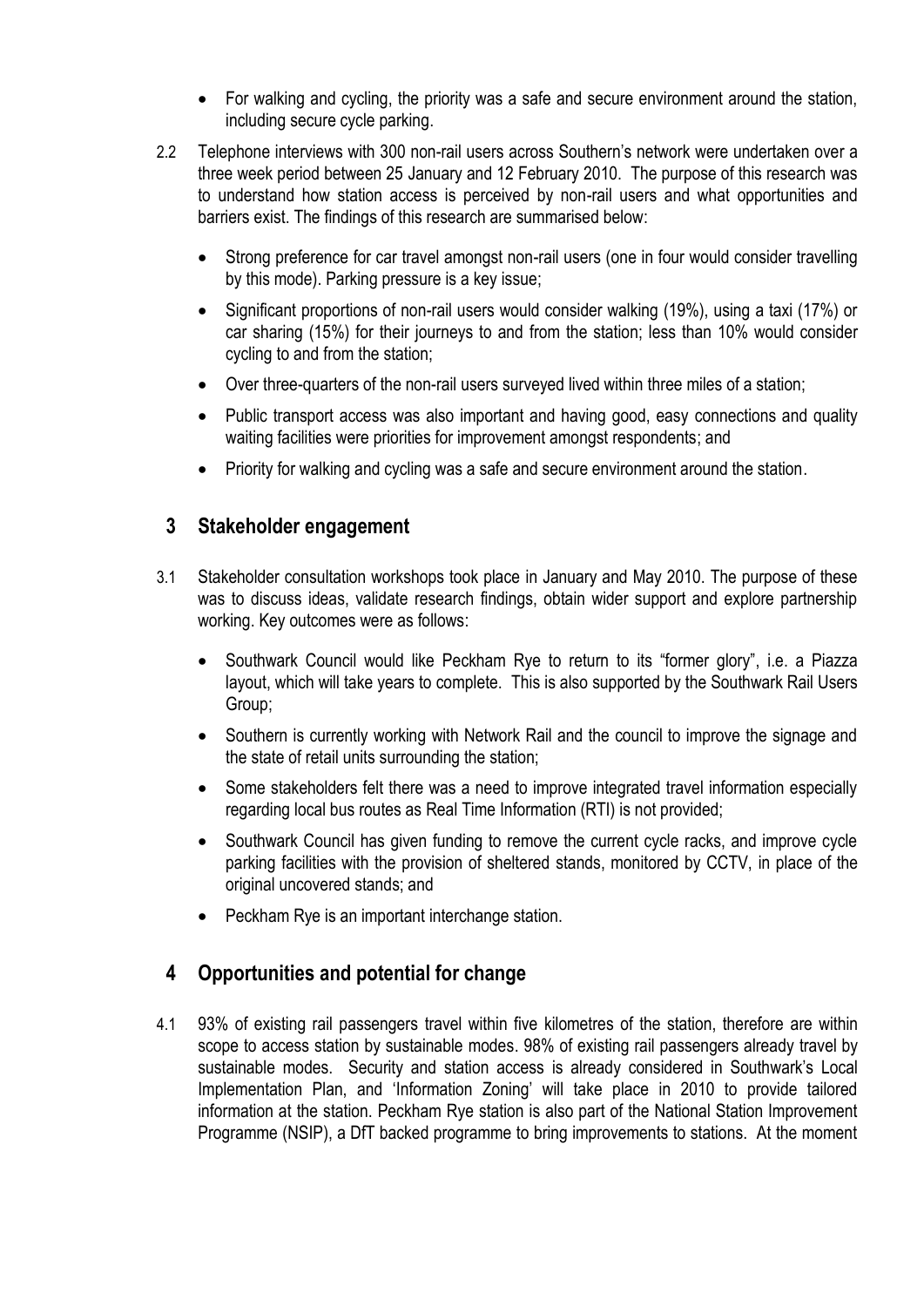- For walking and cycling, the priority was a safe and secure environment around the station, including secure cycle parking.

2.2 Telephone interviews with 300 non-rail users across Southern's network were undertaken over a three week period between 25 January and 12 February 2010. The purpose of this research was to understand how station access is perceived by non-rail users and what opportunities and barriers exist. The findings of this research are summarised below:

- Strong preference for car travel amongst non-rail users (one in four would consider travelling by this mode). Parking pressure is a key issue;
- Significant proportions of non-rail users would consider walking (19%), using a taxi (17%) or car sharing (15%) for their journeys to and from the station; less than 10% would consider cycling to and from the station;
- Over three-quarters of the non-rail users surveyed lived within three miles of a station;
- Public transport access was also important and having good, easy connections and quality waiting facilities were priorities for improvement amongst respondents; and
- Priority for walking and cycling was a safe and secure environment around the station.

## 3 Stakeholder engagement

3.1 Stakeholder consultation workshops took place in January and May 2010. The purpose of these was to discuss ideas, validate research findings, obtain wider support and explore partnership working. Key outcomes were as follows:

- Southwark Council would like Peckham Rye to return to its "former glory", i.e. a Piazza layout, which will take years to complete. This is also supported by the Southwark Rail Users Group;
- Southern is currently working with Network Rail and the council to improve the signage and the state of retail units surrounding the station;
- Some stakeholders felt there was a need to improve integrated travel information especially regarding local bus routes as Real Time Information (RTI) is not provided;
- Southwark Council has given funding to remove the current cycle racks, and improve cycle parking facilities with the provision of sheltered stands, monitored by CCTV, in place of the original uncovered stands; and
- Peckham Rye is an important interchange station.

## 4 Opportunities and potential for change

4.1 93% of existing rail passengers travel within five kilometres of the station, therefore are within scope to access station by sustainable modes. 98% of existing rail passengers already travel by sustainable modes. Security and station access is already considered in Southwark's Local Implementation Plan, and 'Information Zoning' will take place in 2010 to provide tailored information at the station. Peckham Rye station is also part of the National Station Improvement Programme (NSIP), a DfT backed programme to bring improvements to stations. At the moment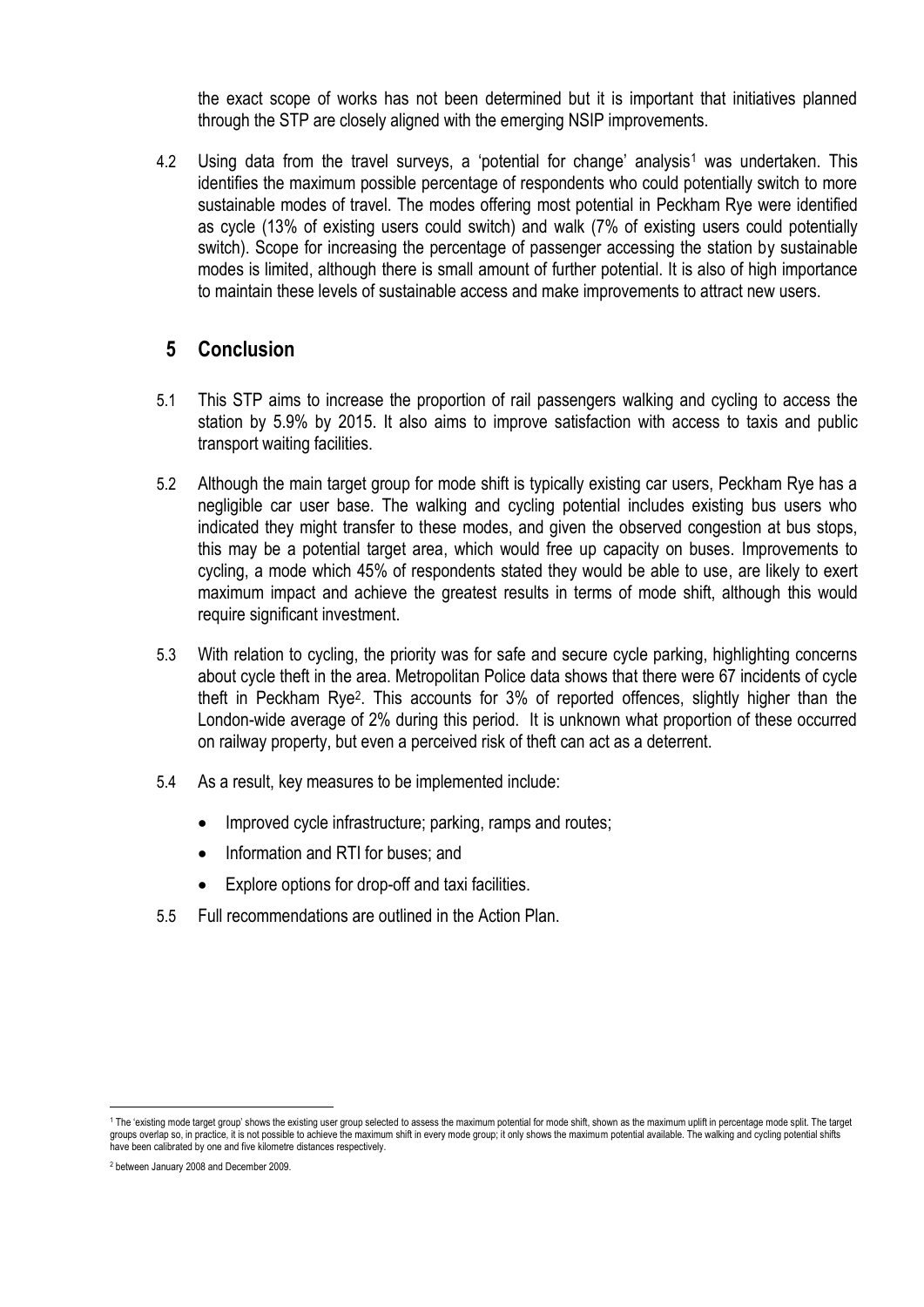the exact scope of works has not been determined but it is important that initiatives planned through the STP are closely aligned with the emerging NSIP improvements.

4.2 Using data from the travel surveys, a 'potential for change' analysis[1] was undertaken. This identifies the maximum possible percentage of respondents who could potentially switch to more sustainable modes of travel. The modes offering most potential in Peckham Rye were identified as cycle (13% of existing users could switch) and walk (7% of existing users could potentially switch). Scope for increasing the percentage of passenger accessing the station by sustainable modes is limited, although there is small amount of further potential. It is also of high importance to maintain these levels of sustainable access and make improvements to attract new users.

## 5 Conclusion

5.1 This STP aims to increase the proportion of rail passengers walking and cycling to access the station by 5.9% by 2015. It also aims to improve satisfaction with access to taxis and public transport waiting facilities.

5.2 Although the main target group for mode shift is typically existing car users, Peckham Rye has a negligible car user base. The walking and cycling potential includes existing bus users who indicated they might transfer to these modes, and given the observed congestion at bus stops, this may be a potential target area, which would free up capacity on buses. Improvements to cycling, a mode which 45% of respondents stated they would be able to use, are likely to exert maximum impact and achieve the greatest results in terms of mode shift, although this would require significant investment.

5.3 With relation to cycling, the priority was for safe and secure cycle parking, highlighting concerns about cycle theft in the area. Metropolitan Police data shows that there were 67 incidents of cycle theft in Peckham Rye[2]. This accounts for 3% of reported offences, slightly higher than the London-wide average of 2% during this period. It is unknown what proportion of these occurred on railway property, but even a perceived risk of theft can act as a deterrent.

5.4 As a result, key measures to be implemented include:

- Improved cycle infrastructure; parking, ramps and routes;
- Information and RTI for buses; and
- Explore options for drop-off and taxi facilities.

5.5 Full recommendations are outlined in the Action Plan.

---

[1] The 'existing mode target group' shows the existing user group selected to assess the maximum potential for mode shift, shown as the maximum uplift in percentage mode split. The target groups overlap so, in practice, it is not possible to achieve the maximum shift in every mode group; it only shows the maximum potential available. The walking and cycling potential shifts have been calibrated by one and five kilometre distances respectively.

[2] between January 2008 and December 2009.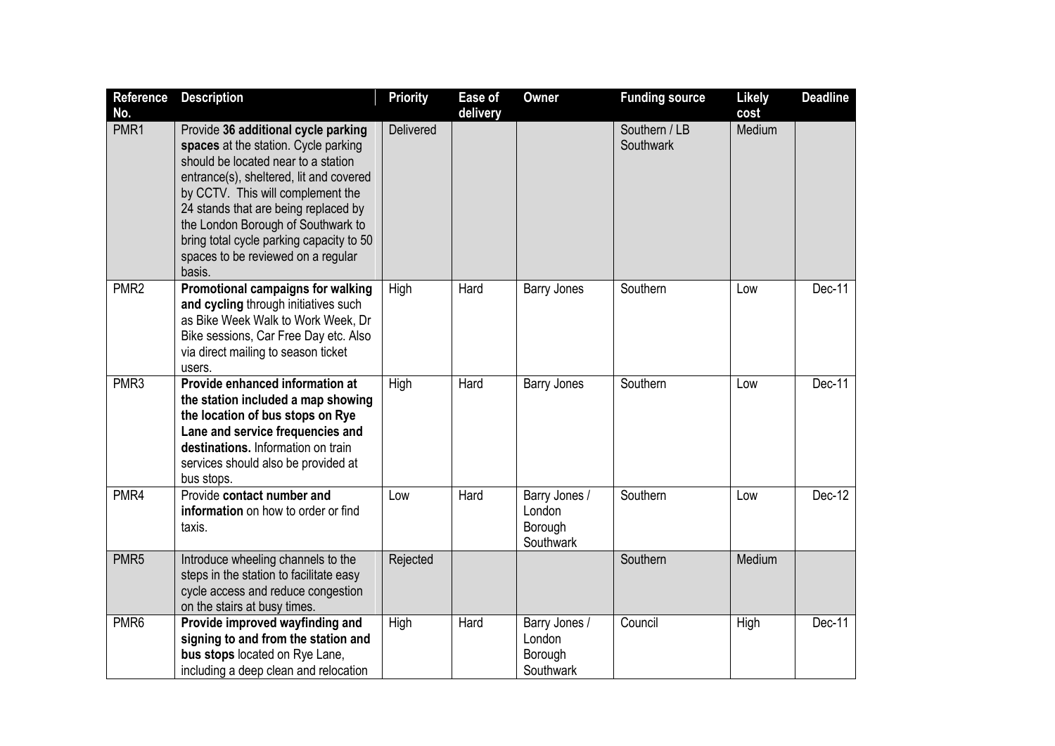| Reference No. | Description | Priority | Ease of delivery | Owner | Funding source | Likely cost | Deadline |
|---|---|---|---|---|---|---|---|
| PMR1 | Provide **36 additional cycle parking spaces** at the station. Cycle parking should be located near to a station entrance(s), sheltered, lit and covered by CCTV. This will complement the 24 stands that are being replaced by the London Borough of Southwark to bring total cycle parking capacity to 50 spaces to be reviewed on a regular basis. | Delivered | | | Southern / LB Southwark | Medium | |
| PMR2 | **Promotional campaigns for walking and cycling** through initiatives such as Bike Week Walk to Work Week, Dr Bike sessions, Car Free Day etc. Also via direct mailing to season ticket users. | High | Hard | Barry Jones | Southern | Low | Dec-11 |
| PMR3 | **Provide enhanced information at the station included a map showing the location of bus stops on Rye Lane and service frequencies and destinations.** Information on train services should also be provided at bus stops. | High | Hard | Barry Jones | Southern | Low | Dec-11 |
| PMR4 | Provide **contact number and information** on how to order or find taxis. | Low | Hard | Barry Jones / London Borough Southwark | Southern | Low | Dec-12 |
| PMR5 | Introduce wheeling channels to the steps in the station to facilitate easy cycle access and reduce congestion on the stairs at busy times. | Rejected | | | Southern | Medium | |
| PMR6 | **Provide improved wayfinding and signing to and from the station and bus stops** located on Rye Lane, including a deep clean and relocation | High | Hard | Barry Jones / London Borough Southwark | Council | High | Dec-11 |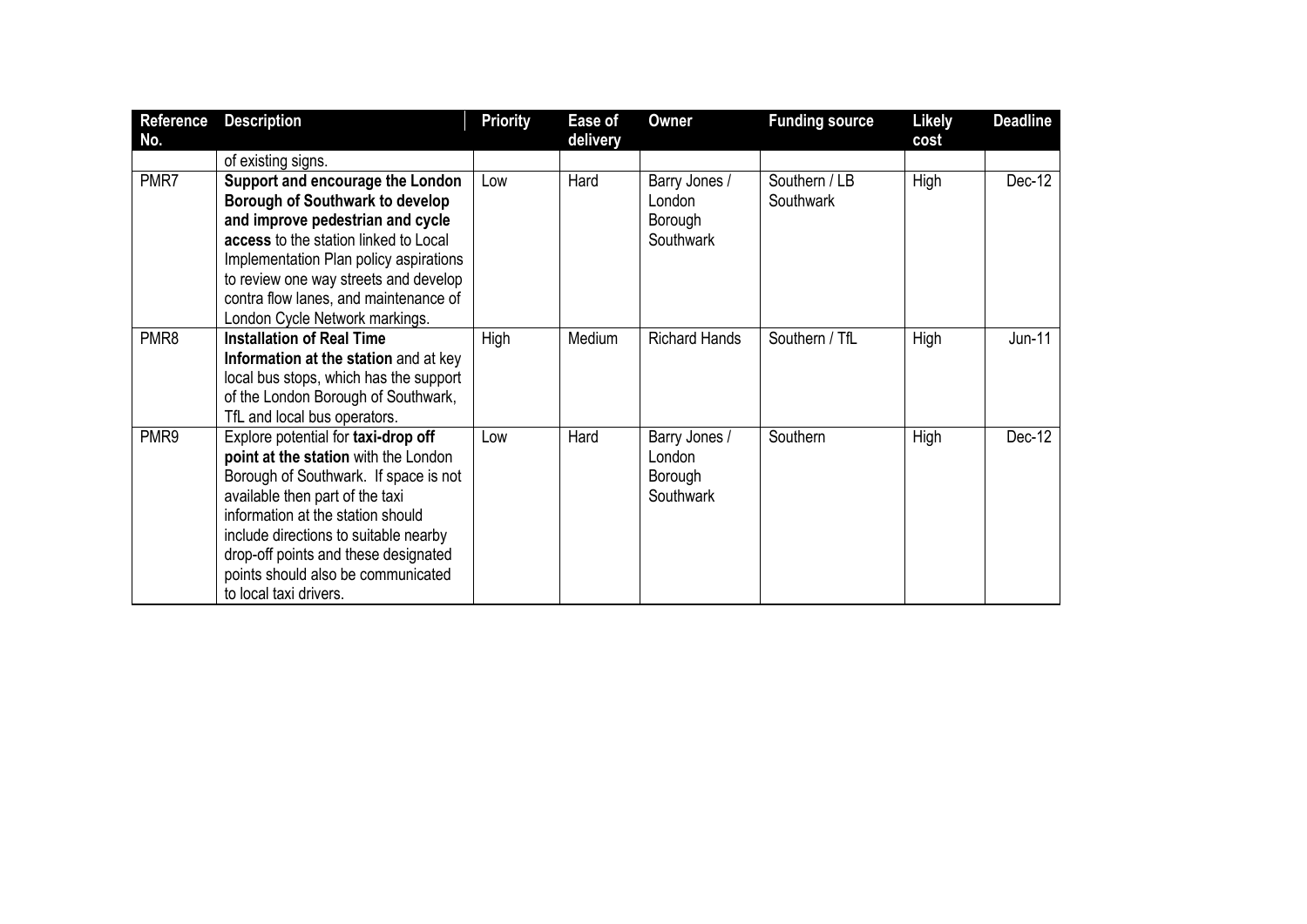| Reference No. | Description | Priority | Ease of delivery | Owner | Funding source | Likely cost | Deadline |
|---|---|---|---|---|---|---|---|
| | of existing signs. | | | | | | |
| PMR7 | **Support and encourage the London Borough of Southwark to develop and improve pedestrian and cycle access** to the station linked to Local Implementation Plan policy aspirations to review one way streets and develop contra flow lanes, and maintenance of London Cycle Network markings. | Low | Hard | Barry Jones / London Borough Southwark | Southern / LB Southwark | High | Dec-12 |
| PMR8 | **Installation of Real Time Information at the station** and at key local bus stops, which has the support of the London Borough of Southwark, TfL and local bus operators. | High | Medium | Richard Hands | Southern / TfL | High | Jun-11 |
| PMR9 | Explore potential for **taxi-drop off point at the station** with the London Borough of Southwark. If space is not available then part of the taxi information at the station should include directions to suitable nearby drop-off points and these designated points should also be communicated to local taxi drivers. | Low | Hard | Barry Jones / London Borough Southwark | Southern | High | Dec-12 |